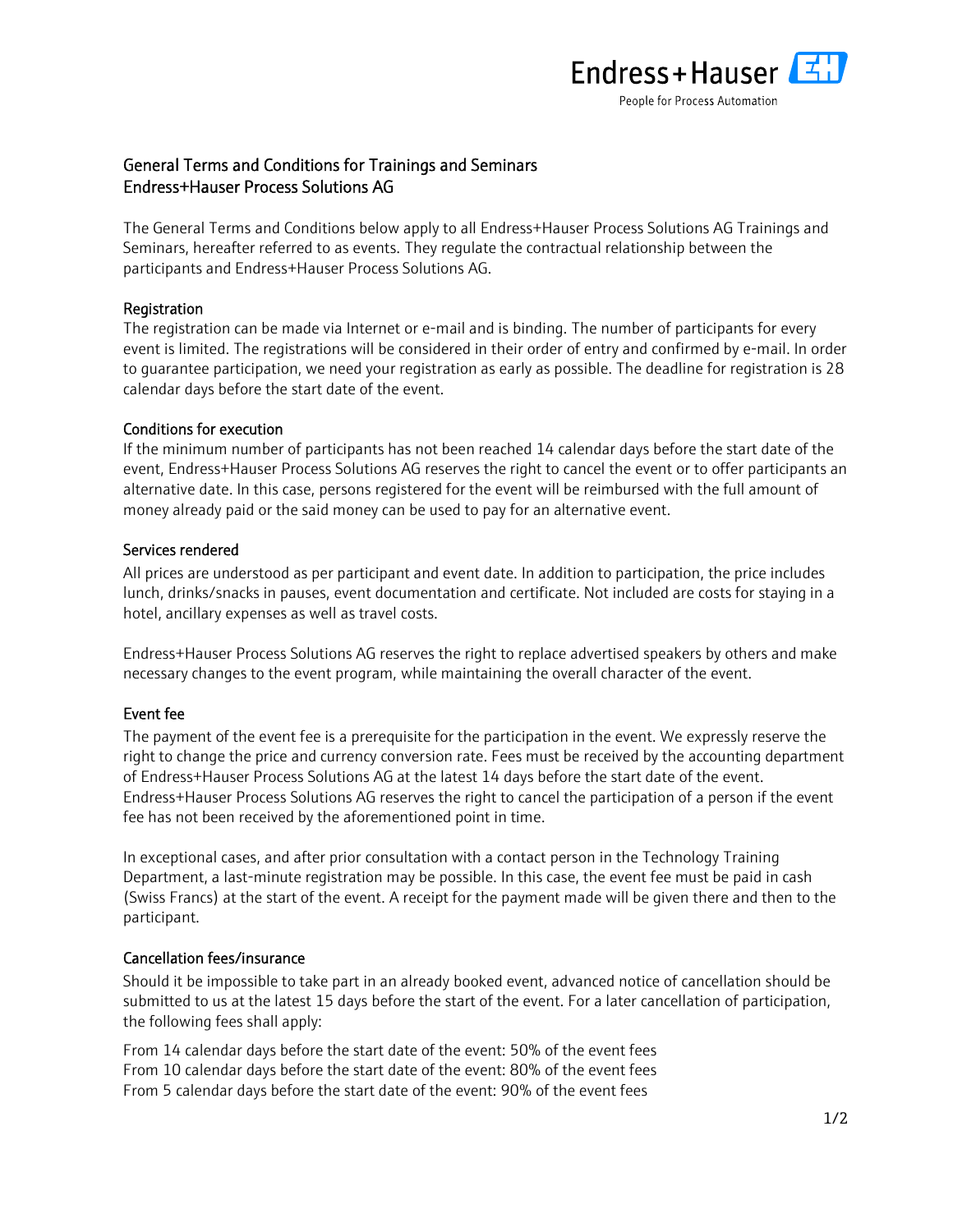# General Terms and Conditions for Trainings and Seminars
# Endress+Hauser Process Solutions AG

The General Terms and Conditions below apply to all Endress+Hauser Process Solutions AG Trainings and Seminars, hereafter referred to as events. They regulate the contractual relationship between the participants and Endress+Hauser Process Solutions AG.

## Registration

The registration can be made via Internet or e-mail and is binding. The number of participants for every event is limited. The registrations will be considered in their order of entry and confirmed by e-mail. In order to guarantee participation, we need your registration as early as possible. The deadline for registration is 28 calendar days before the start date of the event.

## Conditions for execution

If the minimum number of participants has not been reached 14 calendar days before the start date of the event, Endress+Hauser Process Solutions AG reserves the right to cancel the event or to offer participants an alternative date. In this case, persons registered for the event will be reimbursed with the full amount of money already paid or the said money can be used to pay for an alternative event.

## Services rendered

All prices are understood as per participant and event date. In addition to participation, the price includes lunch, drinks/snacks in pauses, event documentation and certificate. Not included are costs for staying in a hotel, ancillary expenses as well as travel costs.

Endress+Hauser Process Solutions AG reserves the right to replace advertised speakers by others and make necessary changes to the event program, while maintaining the overall character of the event.

## Event fee

The payment of the event fee is a prerequisite for the participation in the event. We expressly reserve the right to change the price and currency conversion rate. Fees must be received by the accounting department of Endress+Hauser Process Solutions AG at the latest 14 days before the start date of the event. Endress+Hauser Process Solutions AG reserves the right to cancel the participation of a person if the event fee has not been received by the aforementioned point in time.

In exceptional cases, and after prior consultation with a contact person in the Technology Training Department, a last-minute registration may be possible. In this case, the event fee must be paid in cash (Swiss Francs) at the start of the event. A receipt for the payment made will be given there and then to the participant.

## Cancellation fees/insurance

Should it be impossible to take part in an already booked event, advanced notice of cancellation should be submitted to us at the latest 15 days before the start of the event. For a later cancellation of participation, the following fees shall apply:

From 14 calendar days before the start date of the event: 50% of the event fees
From 10 calendar days before the start date of the event: 80% of the event fees
From 5 calendar days before the start date of the event: 90% of the event fees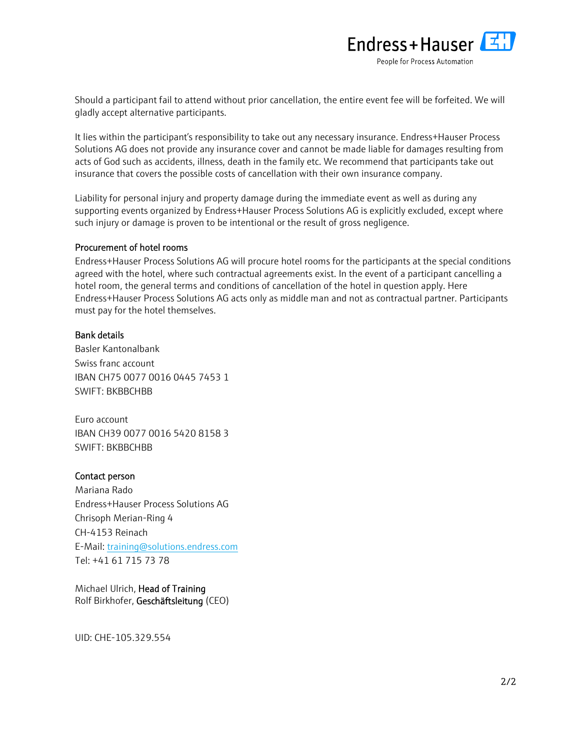Should a participant fail to attend without prior cancellation, the entire event fee will be forfeited. We will gladly accept alternative participants.

It lies within the participant's responsibility to take out any necessary insurance. Endress+Hauser Process Solutions AG does not provide any insurance cover and cannot be made liable for damages resulting from acts of God such as accidents, illness, death in the family etc. We recommend that participants take out insurance that covers the possible costs of cancellation with their own insurance company.

Liability for personal injury and property damage during the immediate event as well as during any supporting events organized by Endress+Hauser Process Solutions AG is explicitly excluded, except where such injury or damage is proven to be intentional or the result of gross negligence.

### Procurement of hotel rooms

Endress+Hauser Process Solutions AG will procure hotel rooms for the participants at the special conditions agreed with the hotel, where such contractual agreements exist. In the event of a participant cancelling a hotel room, the general terms and conditions of cancellation of the hotel in question apply. Here Endress+Hauser Process Solutions AG acts only as middle man and not as contractual partner. Participants must pay for the hotel themselves.

### Bank details

Basler Kantonalbank
Swiss franc account
IBAN CH75 0077 0016 0445 7453 1
SWIFT: BKBBCHBB

Euro account
IBAN CH39 0077 0016 5420 8158 3
SWIFT: BKBBCHBB

### Contact person

Mariana Rado
Endress+Hauser Process Solutions AG
Chrisoph Merian-Ring 4
CH-4153 Reinach
E-Mail: training@solutions.endress.com
Tel: +41 61 715 73 78

Michael Ulrich, Head of Training
Rolf Birkhofer, Geschäftsleitung (CEO)

UID: CHE-105.329.554